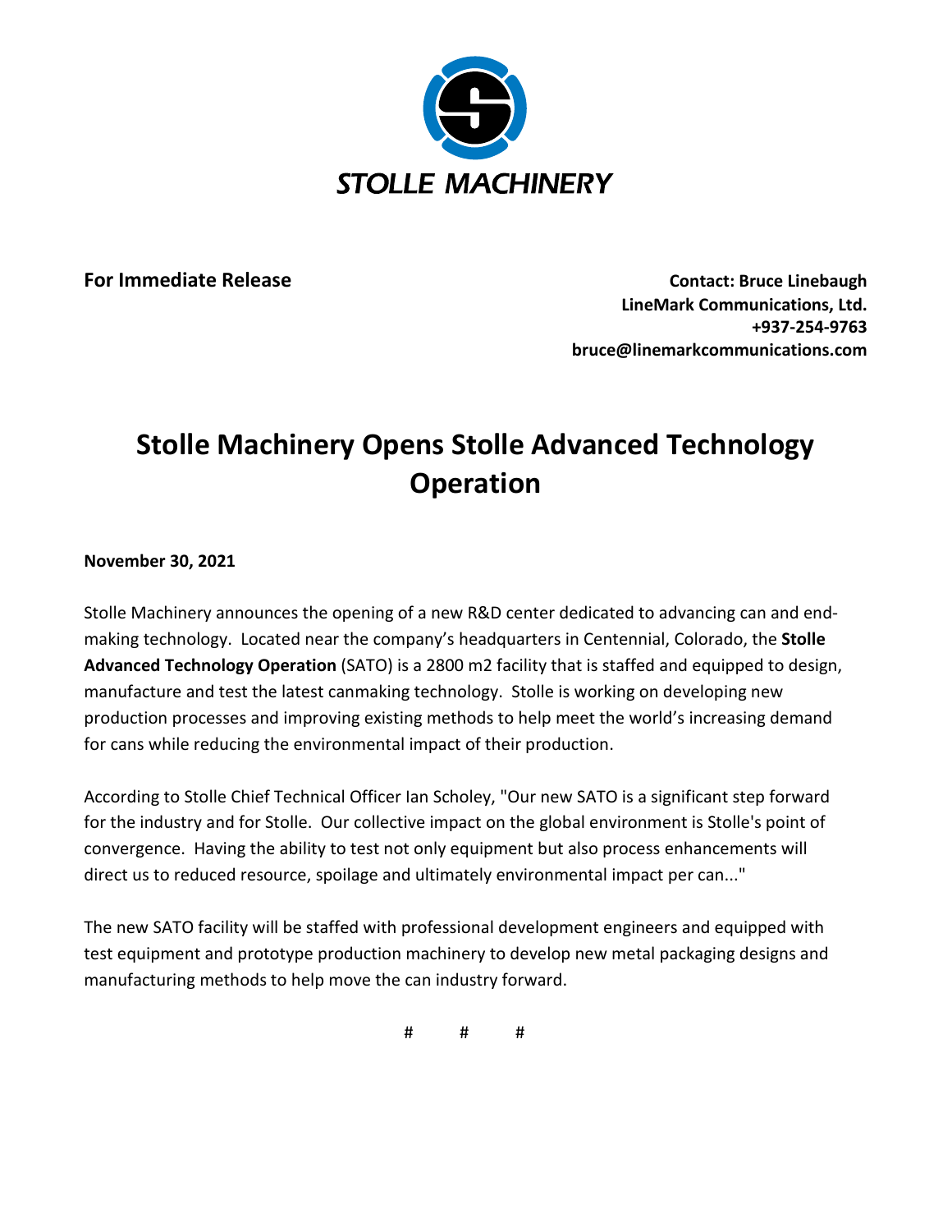STOLLE MACHINERY

**For Immediate Release**

**Contact: Bruce Linebaugh**
**LineMark Communications, Ltd.**
**+937-254-9763**
**bruce@linemarkcommunications.com**

# Stolle Machinery Opens Stolle Advanced Technology Operation

**November 30, 2021**

Stolle Machinery announces the opening of a new R&D center dedicated to advancing can and end-making technology. Located near the company's headquarters in Centennial, Colorado, the **Stolle Advanced Technology Operation** (SATO) is a 2800 m2 facility that is staffed and equipped to design, manufacture and test the latest canmaking technology. Stolle is working on developing new production processes and improving existing methods to help meet the world's increasing demand for cans while reducing the environmental impact of their production.

According to Stolle Chief Technical Officer Ian Scholey, "Our new SATO is a significant step forward for the industry and for Stolle. Our collective impact on the global environment is Stolle's point of convergence. Having the ability to test not only equipment but also process enhancements will direct us to reduced resource, spoilage and ultimately environmental impact per can..."

The new SATO facility will be staffed with professional development engineers and equipped with test equipment and prototype production machinery to develop new metal packaging designs and manufacturing methods to help move the can industry forward.

# # #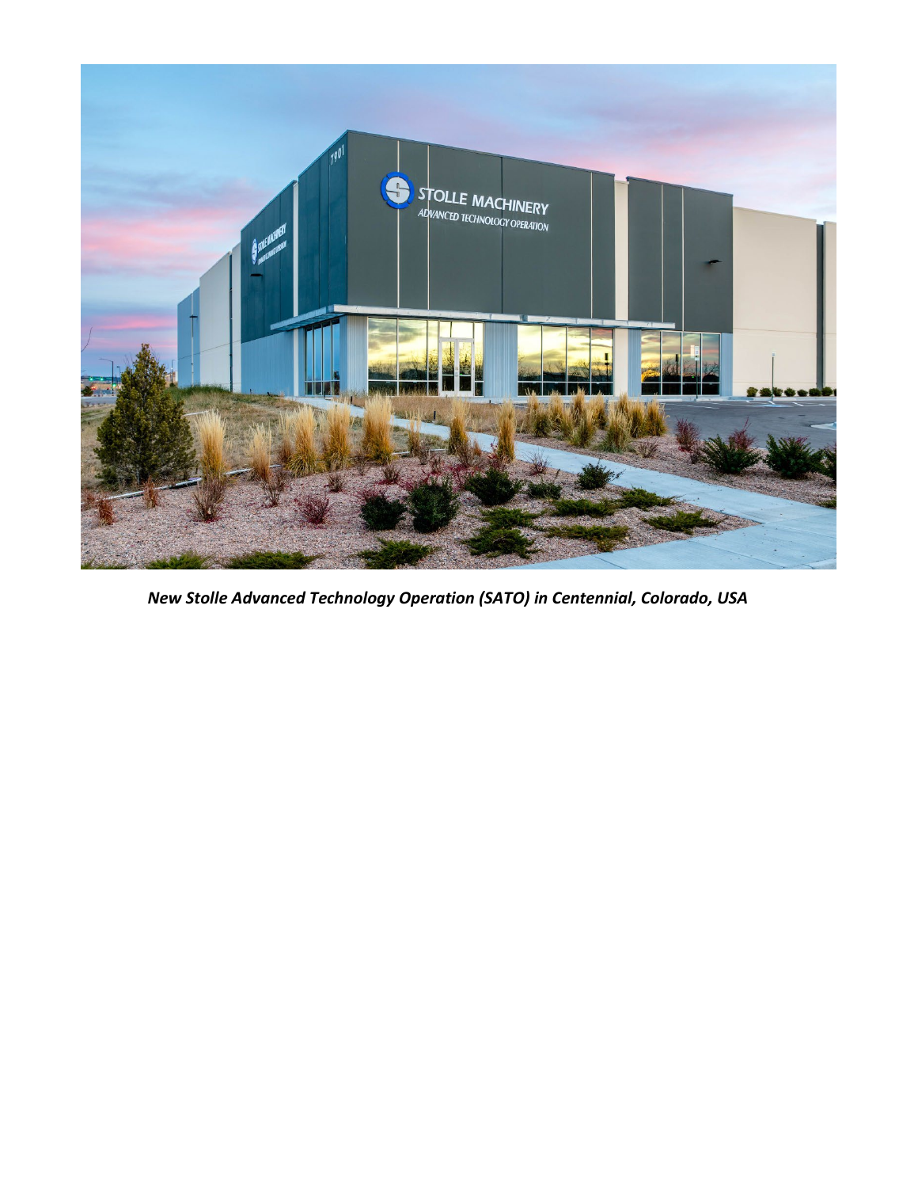***New Stolle Advanced Technology Operation (SATO) in Centennial, Colorado, USA***